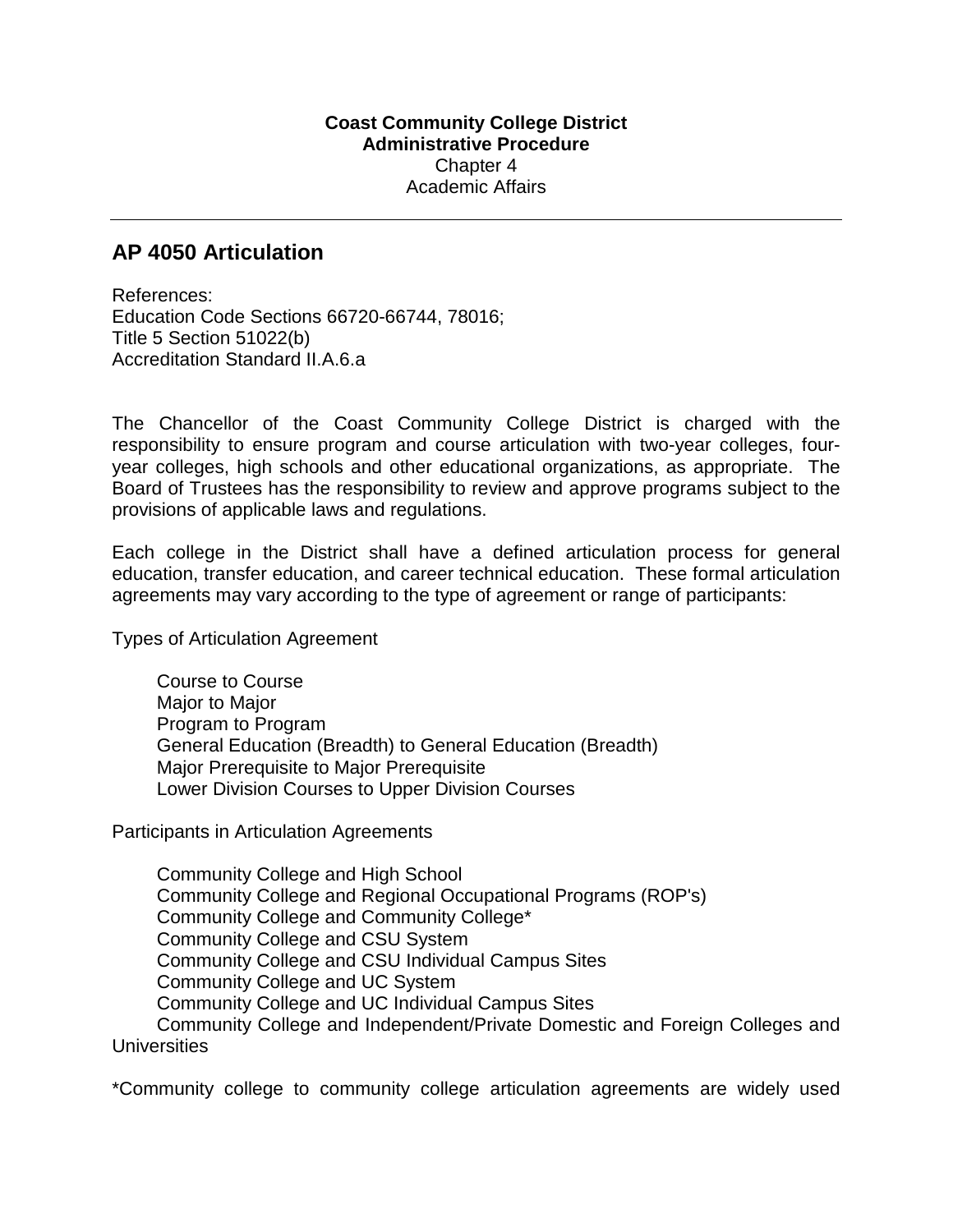**Coast Community College District**
**Administrative Procedure**
Chapter 4
Academic Affairs

---

## AP 4050 Articulation

References:
Education Code Sections 66720-66744, 78016;
Title 5 Section 51022(b)
Accreditation Standard II.A.6.a

The Chancellor of the Coast Community College District is charged with the responsibility to ensure program and course articulation with two-year colleges, four-year colleges, high schools and other educational organizations, as appropriate. The Board of Trustees has the responsibility to review and approve programs subject to the provisions of applicable laws and regulations.

Each college in the District shall have a defined articulation process for general education, transfer education, and career technical education. These formal articulation agreements may vary according to the type of agreement or range of participants:

Types of Articulation Agreement

- Course to Course
- Major to Major
- Program to Program
- General Education (Breadth) to General Education (Breadth)
- Major Prerequisite to Major Prerequisite
- Lower Division Courses to Upper Division Courses

Participants in Articulation Agreements

- Community College and High School
- Community College and Regional Occupational Programs (ROP's)
- Community College and Community College*
- Community College and CSU System
- Community College and CSU Individual Campus Sites
- Community College and UC System
- Community College and UC Individual Campus Sites
- Community College and Independent/Private Domestic and Foreign Colleges and Universities

*Community college to community college articulation agreements are widely used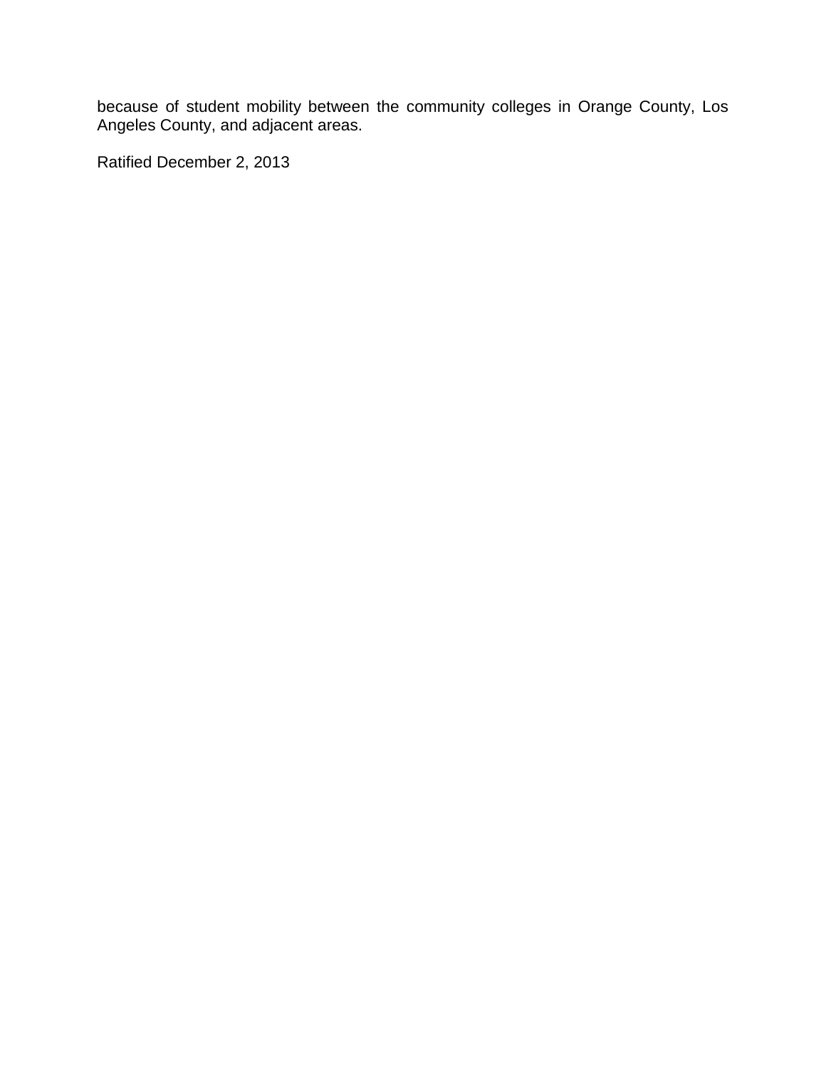because of student mobility between the community colleges in Orange County, Los Angeles County, and adjacent areas.

Ratified December 2, 2013